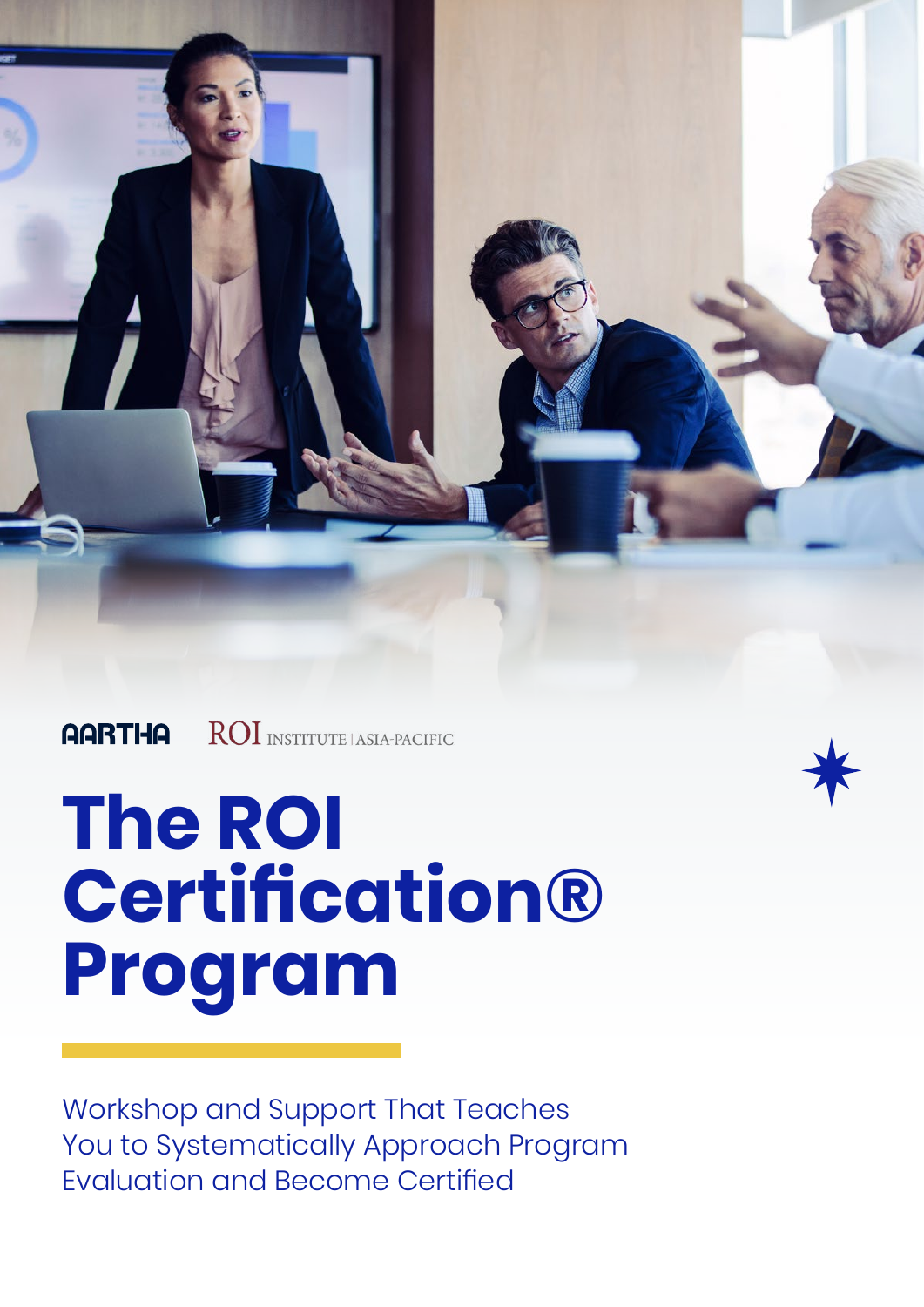AARTHA ROI INSTITUTE | ASIA-PACIFIC

# The ROI Certification® Program

Workshop and Support That Teaches You to Systematically Approach Program Evaluation and Become Certified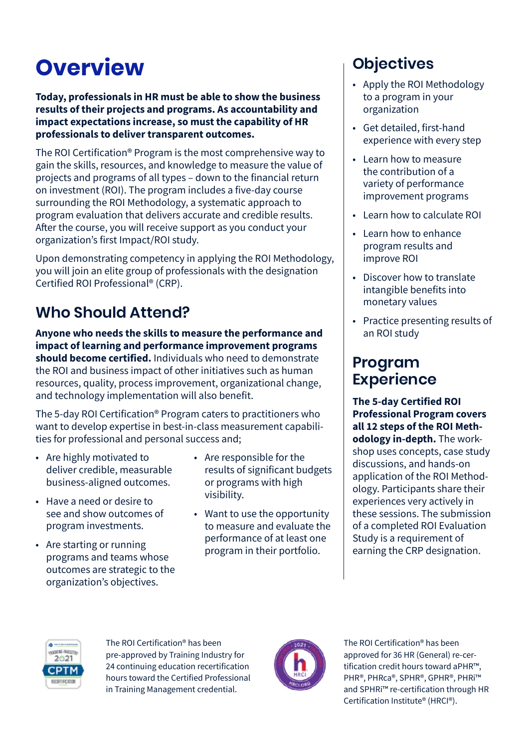# Overview

**Today, professionals in HR must be able to show the business results of their projects and programs. As accountability and impact expectations increase, so must the capability of HR professionals to deliver transparent outcomes.**

The ROI Certification® Program is the most comprehensive way to gain the skills, resources, and knowledge to measure the value of projects and programs of all types – down to the financial return on investment (ROI). The program includes a five-day course surrounding the ROI Methodology, a systematic approach to program evaluation that delivers accurate and credible results. After the course, you will receive support as you conduct your organization's first Impact/ROI study.

Upon demonstrating competency in applying the ROI Methodology, you will join an elite group of professionals with the designation Certified ROI Professional® (CRP).

## Who Should Attend?

**Anyone who needs the skills to measure the performance and impact of learning and performance improvement programs should become certified.** Individuals who need to demonstrate the ROI and business impact of other initiatives such as human resources, quality, process improvement, organizational change, and technology implementation will also benefit.

The 5-day ROI Certification® Program caters to practitioners who want to develop expertise in best-in-class measurement capabilities for professional and personal success and;

- Are highly motivated to deliver credible, measurable business-aligned outcomes.
- Have a need or desire to see and show outcomes of program investments.
- Are starting or running programs and teams whose outcomes are strategic to the organization's objectives.
- Are responsible for the results of significant budgets or programs with high visibility.
- Want to use the opportunity to measure and evaluate the performance of at least one program in their portfolio.

## Objectives

- Apply the ROI Methodology to a program in your organization
- Get detailed, first-hand experience with every step
- Learn how to measure the contribution of a variety of performance improvement programs
- Learn how to calculate ROI
- Learn how to enhance program results and improve ROI
- Discover how to translate intangible benefits into monetary values
- Practice presenting results of an ROI study

## Program Experience

**The 5-day Certified ROI Professional Program covers all 12 steps of the ROI Methodology in-depth.** The workshop uses concepts, case study discussions, and hands-on application of the ROI Methodology. Participants share their experiences very actively in these sessions. The submission of a completed ROI Evaluation Study is a requirement of earning the CRP designation.

The ROI Certification® has been pre-approved by Training Industry for 24 continuing education recertification hours toward the Certified Professional in Training Management credential.

The ROI Certification® has been approved for 36 HR (General) re-certification credit hours toward aPHR™, PHR®, PHRca®, SPHR®, GPHR®, PHRi™ and SPHRi™ re-certification through HR Certification Institute® (HRCI®).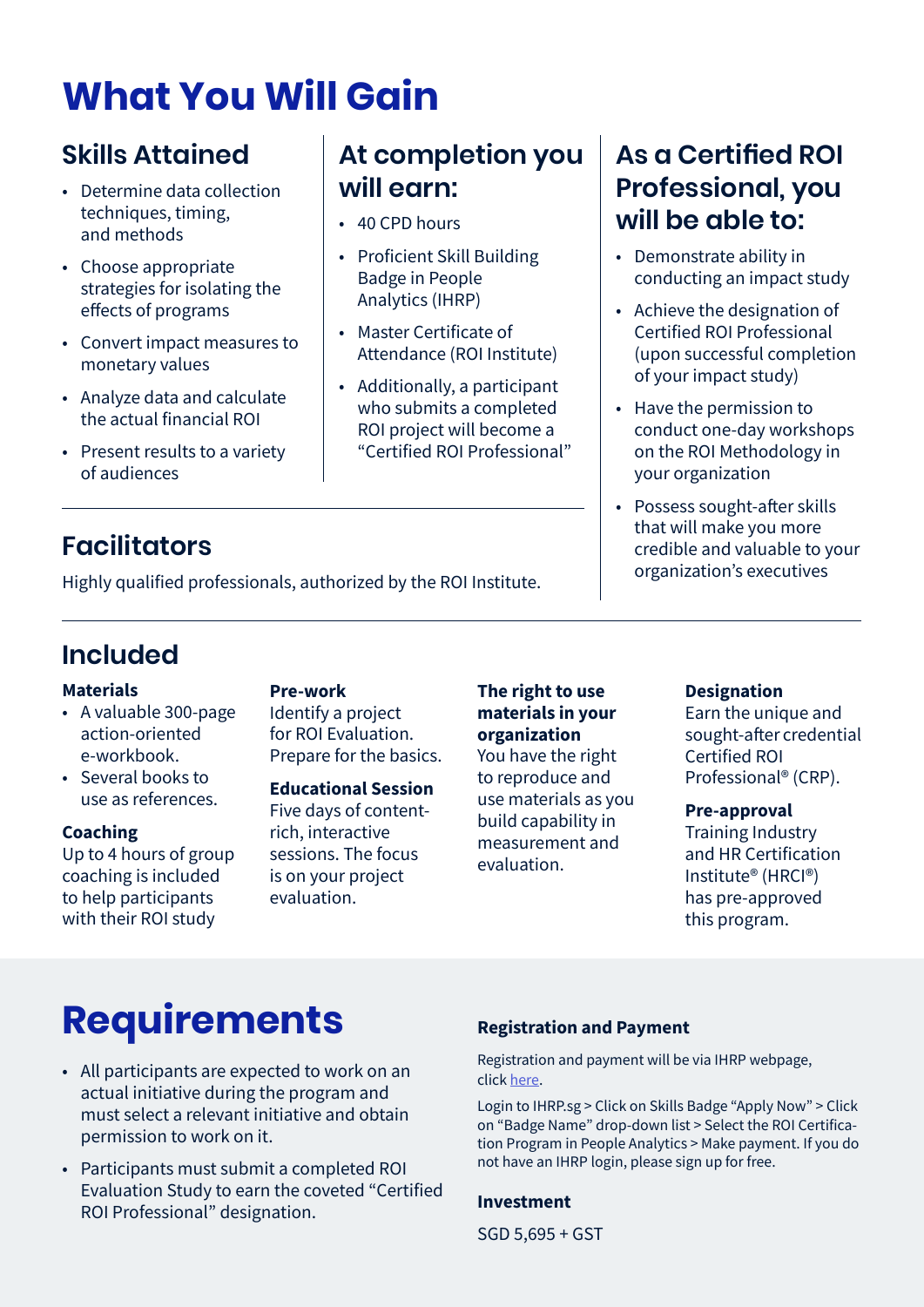# What You Will Gain

## Skills Attained

- Determine data collection techniques, timing, and methods
- Choose appropriate strategies for isolating the effects of programs
- Convert impact measures to monetary values
- Analyze data and calculate the actual financial ROI
- Present results to a variety of audiences

## At completion you will earn:

- 40 CPD hours
- Proficient Skill Building Badge in People Analytics (IHRP)
- Master Certificate of Attendance (ROI Institute)
- Additionally, a participant who submits a completed ROI project will become a "Certified ROI Professional"

## As a Certified ROI Professional, you will be able to:

- Demonstrate ability in conducting an impact study
- Achieve the designation of Certified ROI Professional (upon successful completion of your impact study)
- Have the permission to conduct one-day workshops on the ROI Methodology in your organization
- Possess sought-after skills that will make you more credible and valuable to your organization's executives

## Facilitators

Highly qualified professionals, authorized by the ROI Institute.

## Included

**Materials**

- A valuable 300-page action-oriented e-workbook.
- Several books to use as references.

**Coaching**

Up to 4 hours of group coaching is included to help participants with their ROI study

**Pre-work**

Identify a project for ROI Evaluation. Prepare for the basics.

**Educational Session**

Five days of content-rich, interactive sessions. The focus is on your project evaluation.

**The right to use materials in your organization**

You have the right to reproduce and use materials as you build capability in measurement and evaluation.

**Designation**

Earn the unique and sought-after credential Certified ROI Professional® (CRP).

**Pre-approval**

Training Industry and HR Certification Institute® (HRCI®) has pre-approved this program.

# Requirements

- All participants are expected to work on an actual initiative during the program and must select a relevant initiative and obtain permission to work on it.
- Participants must submit a completed ROI Evaluation Study to earn the coveted "Certified ROI Professional" designation.

**Registration and Payment**

Registration and payment will be via IHRP webpage, click here.

Login to IHRP.sg > Click on Skills Badge "Apply Now" > Click on "Badge Name" drop-down list > Select the ROI Certification Program in People Analytics > Make payment. If you do not have an IHRP login, please sign up for free.

**Investment**

SGD 5,695 + GST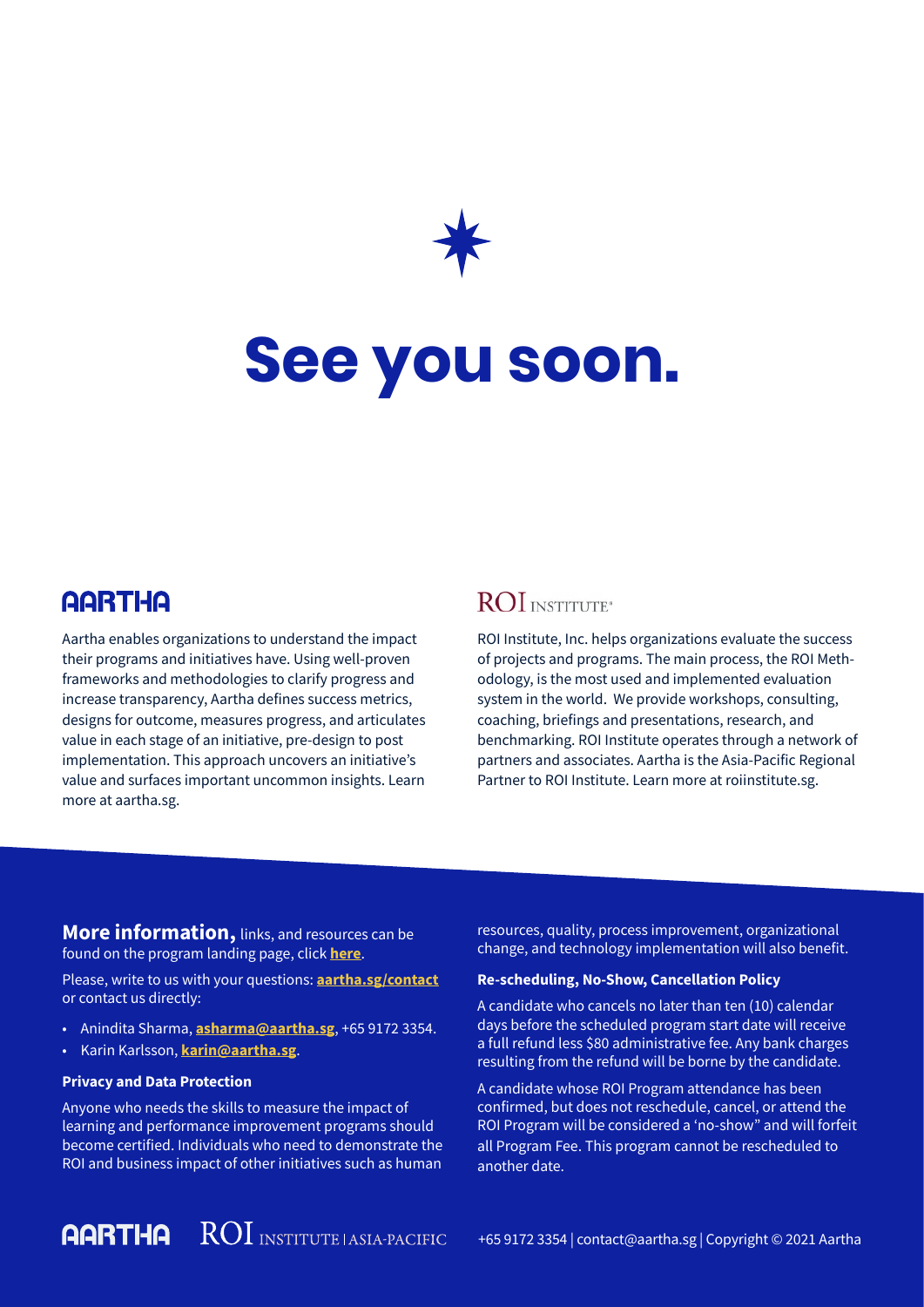# See you soon.

## AARTHA

Aartha enables organizations to understand the impact their programs and initiatives have. Using well-proven frameworks and methodologies to clarify progress and increase transparency, Aartha defines success metrics, designs for outcome, measures progress, and articulates value in each stage of an initiative, pre-design to post implementation. This approach uncovers an initiative's value and surfaces important uncommon insights. Learn more at aartha.sg.

## ROI INSTITUTE®

ROI Institute, Inc. helps organizations evaluate the success of projects and programs. The main process, the ROI Methodology, is the most used and implemented evaluation system in the world. We provide workshops, consulting, coaching, briefings and presentations, research, and benchmarking. ROI Institute operates through a network of partners and associates. Aartha is the Asia-Pacific Regional Partner to ROI Institute. Learn more at roiinstitute.sg.

**More information,** links, and resources can be found on the program landing page, click **here**.

Please, write to us with your questions: **aartha.sg/contact** or contact us directly:

- Anindita Sharma, **asharma@aartha.sg**, +65 9172 3354.
- Karin Karlsson, **karin@aartha.sg**.

**Privacy and Data Protection**

Anyone who needs the skills to measure the impact of learning and performance improvement programs should become certified. Individuals who need to demonstrate the ROI and business impact of other initiatives such as human resources, quality, process improvement, organizational change, and technology implementation will also benefit.

**Re-scheduling, No-Show, Cancellation Policy**

A candidate who cancels no later than ten (10) calendar days before the scheduled program start date will receive a full refund less $80 administrative fee. Any bank charges resulting from the refund will be borne by the candidate.

A candidate whose ROI Program attendance has been confirmed, but does not reschedule, cancel, or attend the ROI Program will be considered a 'no-show" and will forfeit all Program Fee. This program cannot be rescheduled to another date.

AARTHA ROI INSTITUTE | ASIA-PACIFIC

+65 9172 3354 | contact@aartha.sg | Copyright © 2021 Aartha